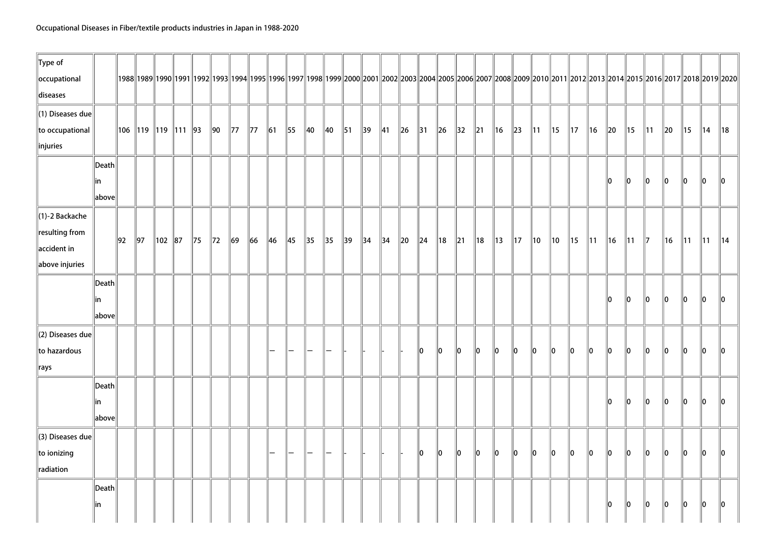Occupational Diseases in Fiber/textile products industries in Japan in 1988-2020

| Type of occupational diseases | | 1988 | 1989 | 1990 | 1991 | 1992 | 1993 | 1994 | 1995 | 1996 | 1997 | 1998 | 1999 | 2000 | 2001 | 2002 | 2003 | 2004 | 2005 | 2006 | 2007 | 2008 | 2009 | 2010 | 2011 | 2012 | 2013 | 2014 | 2015 | 2016 | 2017 | 2018 | 2019 | 2020 |
|---|---|---|---|---|---|---|---|---|---|---|---|---|---|---|---|---|---|---|---|---|---|---|---|---|---|---|---|---|---|---|---|---|---|---|
| (1) Diseases due to occupational injuries | | 106 | 119 | 119 | 111 | 93 | 90 | 77 | 77 | 61 | 55 | 40 | 40 | 51 | 39 | 41 | 26 | 31 | 26 | 32 | 21 | 16 | 23 | 11 | 15 | 17 | 16 | 20 | 15 | 11 | 20 | 15 | 14 | 18 |
| | Death in above | | | | | | | | | | | | | | | | | | | | | | | | | | | 0 | 0 | 0 | 0 | 0 | 0 | 0 |
| (1)-2 Backache resulting from accident in above injuries | | 92 | 97 | 102 | 87 | 75 | 72 | 69 | 66 | 46 | 45 | 35 | 35 | 39 | 34 | 34 | 20 | 24 | 18 | 21 | 18 | 13 | 17 | 10 | 10 | 15 | 11 | 16 | 11 | 7 | 16 | 11 | 11 | 14 |
| | Death in above | | | | | | | | | | | | | | | | | | | | | | | | | | | 0 | 0 | 0 | 0 | 0 | 0 | 0 |
| (2) Diseases due to hazardous rays | | | | | | | | | | — | — | — | — | - | - | - | - | 0 | 0 | 0 | 0 | 0 | 0 | 0 | 0 | 0 | 0 | 0 | 0 | 0 | 0 | 0 | 0 | 0 |
| | Death in above | | | | | | | | | | | | | | | | | | | | | | | | | | | 0 | 0 | 0 | 0 | 0 | 0 | 0 |
| (3) Diseases due to ionizing radiation | | | | | | | | | | — | — | — | — | - | - | - | - | 0 | 0 | 0 | 0 | 0 | 0 | 0 | 0 | 0 | 0 | 0 | 0 | 0 | 0 | 0 | 0 | 0 |
| | Death in | | | | | | | | | | | | | | | | | | | | | | | | | | | 0 | 0 | 0 | 0 | 0 | 0 | 0 |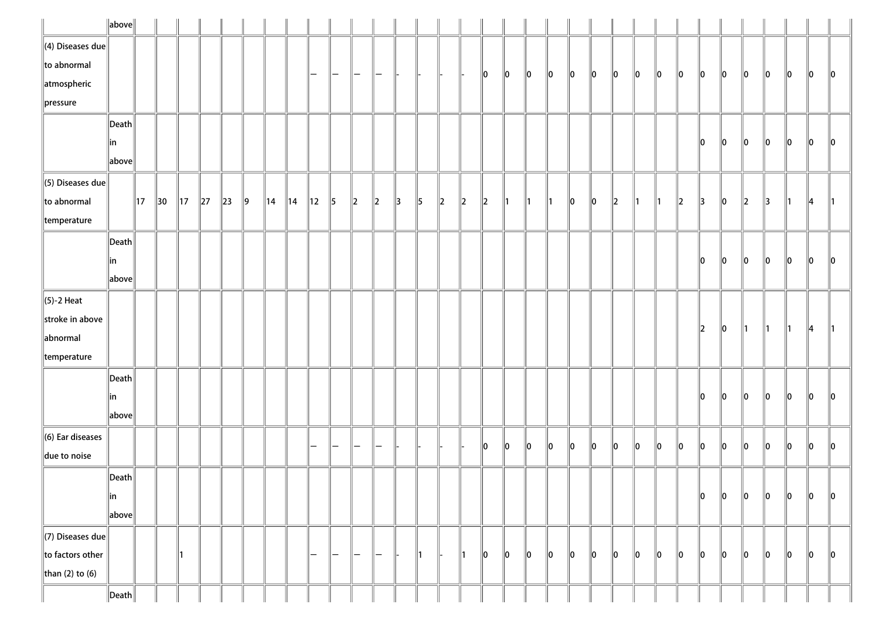| | | | | | | | | | | | | | | | | | | | | | | | | | | | | | | | | | | |
|---|---|---|---|---|---|---|---|---|---|---|---|---|---|---|---|---|---|---|---|---|---|---|---|---|---|---|---|---|---|---|---|---|---|---|
| | above | | | | | | | | | | | | | | | | | | | | | | | | | | | | | | | | | |
| (4) Diseases due to abnormal atmospheric pressure | | | | | | | | | | — | — | — | — | - | - | - | - | 0 | 0 | 0 | 0 | 0 | 0 | 0 | 0 | 0 | 0 | 0 | 0 | 0 | 0 | 0 | 0 | 0 |
| | Death in above | | | | | | | | | | | | | | | | | | | | | | | | | | | 0 | 0 | 0 | 0 | 0 | 0 | 0 |
| (5) Diseases due to abnormal temperature | | 17 | 30 | 17 | 27 | 23 | 9 | 14 | 14 | 12 | 5 | 2 | 2 | 3 | 5 | 2 | 2 | 2 | 1 | 1 | 1 | 0 | 0 | 2 | 1 | 1 | 2 | 3 | 0 | 2 | 3 | 1 | 4 | 1 |
| | Death in above | | | | | | | | | | | | | | | | | | | | | | | | | | | 0 | 0 | 0 | 0 | 0 | 0 | 0 |
| (5)-2 Heat stroke in above abnormal temperature | | | | | | | | | | | | | | | | | | | | | | | | | | | | 2 | 0 | 1 | 1 | 1 | 4 | 1 |
| | Death in above | | | | | | | | | | | | | | | | | | | | | | | | | | | 0 | 0 | 0 | 0 | 0 | 0 | 0 |
| (6) Ear diseases due to noise | | | | | | | | | | — | — | — | — | - | - | - | - | 0 | 0 | 0 | 0 | 0 | 0 | 0 | 0 | 0 | 0 | 0 | 0 | 0 | 0 | 0 | 0 | 0 |
| | Death in above | | | | | | | | | | | | | | | | | | | | | | | | | | | 0 | 0 | 0 | 0 | 0 | 0 | 0 |
| (7) Diseases due to factors other than (2) to (6) | | | | 1 | | | | | | — | — | — | — | - | 1 | - | 1 | 0 | 0 | 0 | 0 | 0 | 0 | 0 | 0 | 0 | 0 | 0 | 0 | 0 | 0 | 0 | 0 | 0 |
| | Death | | | | | | | | | | | | | | | | | | | | | | | | | | | | | | | | | |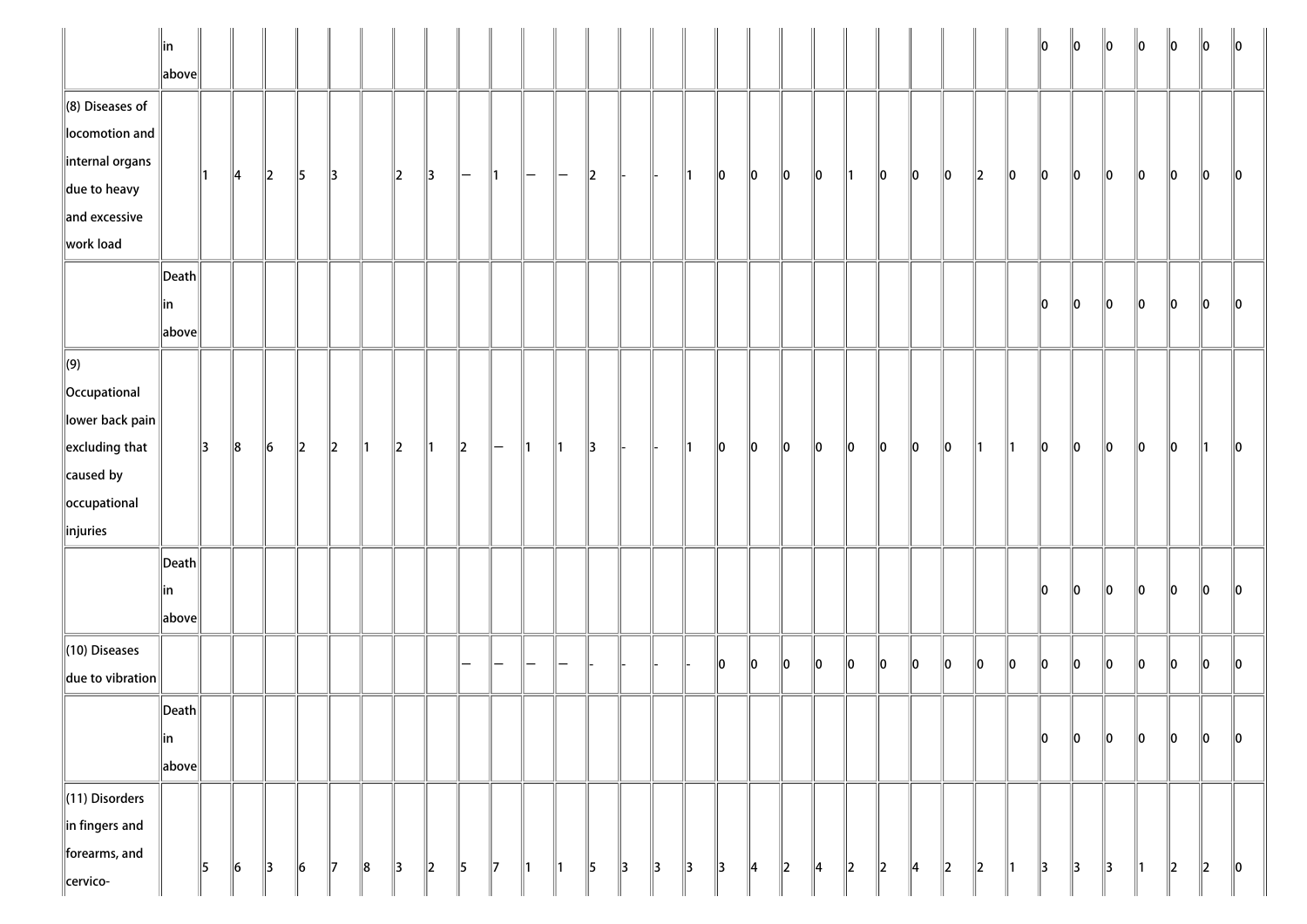| | | | | | | | | | | | | | | | | | | | | | | | | | | | | | | | | | | |
|---|---|---|---|---|---|---|---|---|---|---|---|---|---|---|---|---|---|---|---|---|---|---|---|---|---|---|---|---|---|---|---|---|---|---|
| | in above | | | | | | | | | | | | | | | | | | | | | | | | | | 0 | 0 | 0 | 0 | 0 | 0 | 0 |
| (8) Diseases of locomotion and internal organs due to heavy and excessive work load | | 1 | 4 | 2 | 5 | 3 | | 2 | 3 | — | 1 | — | — | 2 | - | - | 1 | 0 | 0 | 0 | 0 | 1 | 0 | 0 | 0 | 2 | 0 | 0 | 0 | 0 | 0 | 0 | 0 | 0 |
| | Death in above | | | | | | | | | | | | | | | | | | | | | | | | | | | 0 | 0 | 0 | 0 | 0 | 0 | 0 |
| (9) Occupational lower back pain excluding that caused by occupational injuries | | 3 | 8 | 6 | 2 | 2 | 1 | 2 | 1 | 2 | — | 1 | 1 | 3 | - | - | 1 | 0 | 0 | 0 | 0 | 0 | 0 | 0 | 0 | 1 | 1 | 0 | 0 | 0 | 0 | 0 | 1 | 0 |
| | Death in above | | | | | | | | | | | | | | | | | | | | | | | | | | | 0 | 0 | 0 | 0 | 0 | 0 | 0 |
| (10) Diseases due to vibration | | | | | | | | | | — | — | — | — | - | - | - | - | 0 | 0 | 0 | 0 | 0 | 0 | 0 | 0 | 0 | 0 | 0 | 0 | 0 | 0 | 0 | 0 | 0 |
| | Death in above | | | | | | | | | | | | | | | | | | | | | | | | | | | 0 | 0 | 0 | 0 | 0 | 0 | 0 |
| (11) Disorders in fingers and forearms, and cervico- | | 5 | 6 | 3 | 6 | 7 | 8 | 3 | 2 | 5 | 7 | 1 | 1 | 5 | 3 | 3 | 3 | 3 | 4 | 2 | 4 | 2 | 2 | 4 | 2 | 2 | 1 | 3 | 3 | 3 | 1 | 2 | 2 | 0 |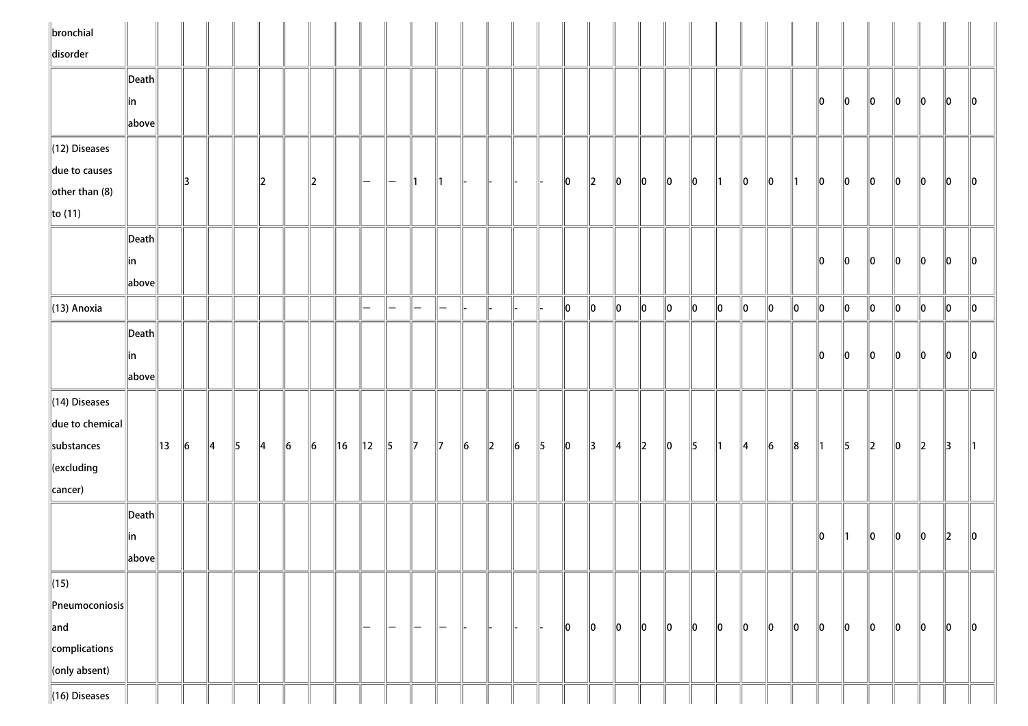| | | | | | | | | | | | | | | | | | | | | | | | | | | | | | | | | | | |
|---|---|---|---|---|---|---|---|---|---|---|---|---|---|---|---|---|---|---|---|---|---|---|---|---|---|---|---|---|---|---|---|---|---|---|
| bronchial disorder | | | | | | | | | | | | | | | | | | | | | | | | | | | | | | | | | | |
| | Death in above | | | | | | | | | | | | | | | | | | | | | | | | | | 0 | 0 | 0 | 0 | 0 | 0 | 0 |
| (12) Diseases due to causes other than (8) to (11) | | | 3 | | | 2 | | 2 | | — | — | 1 | 1 | - | - | - | - | 0 | 2 | 0 | 0 | 0 | 0 | 1 | 0 | 0 | 1 | 0 | 0 | 0 | 0 | 0 | 0 | 0 |
| | Death in above | | | | | | | | | | | | | | | | | | | | | | | | | | 0 | 0 | 0 | 0 | 0 | 0 | 0 |
| (13) Anoxia | | | | | | | | | | — | — | — | — | - | - | - | - | 0 | 0 | 0 | 0 | 0 | 0 | 0 | 0 | 0 | 0 | 0 | 0 | 0 | 0 | 0 | 0 | 0 |
| | Death in above | | | | | | | | | | | | | | | | | | | | | | | | | | 0 | 0 | 0 | 0 | 0 | 0 | 0 |
| (14) Diseases due to chemical substances (excluding cancer) | | 13 | 6 | 4 | 5 | 4 | 6 | 6 | 16 | 12 | 5 | 7 | 7 | 6 | 2 | 6 | 5 | 0 | 3 | 4 | 2 | 0 | 5 | 1 | 4 | 6 | 8 | 1 | 5 | 2 | 0 | 2 | 3 | 1 |
| | Death in above | | | | | | | | | | | | | | | | | | | | | | | | | | 0 | 1 | 0 | 0 | 0 | 2 | 0 |
| (15) Pneumoconiosis and complications (only absent) | | | | | | | | | | — | — | — | — | - | - | - | - | 0 | 0 | 0 | 0 | 0 | 0 | 0 | 0 | 0 | 0 | 0 | 0 | 0 | 0 | 0 | 0 | 0 |
| (16) Diseases | | | | | | | | | | | | | | | | | | | | | | | | | | | | | | | | | | |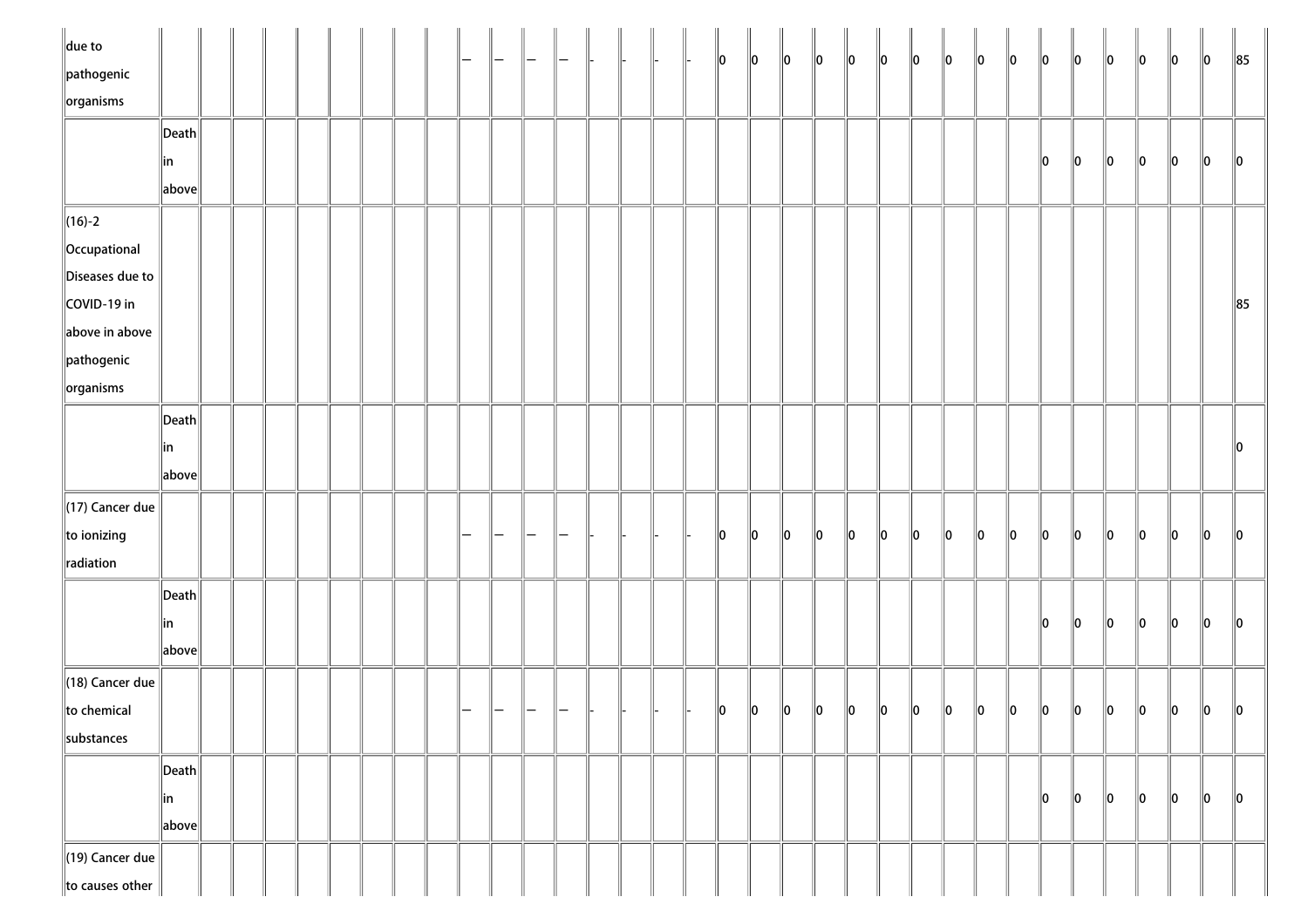| | | | | | | | | | | | | | | | | | | | | | | | | | | | | | | | | | | |
|---|---|---|---|---|---|---|---|---|---|---|---|---|---|---|---|---|---|---|---|---|---|---|---|---|---|---|---|---|---|---|---|---|---|---|
| due to pathogenic organisms | | | | | | | | | | — | — | — | — | - | - | - | - | 0 | 0 | 0 | 0 | 0 | 0 | 0 | 0 | 0 | 0 | 0 | 0 | 0 | 0 | 0 | 0 | 85 |
| | Death in above | | | | | | | | | | | | | | | | | | | | | | | | | | | 0 | 0 | 0 | 0 | 0 | 0 | 0 |
| (16)-2 Occupational Diseases due to COVID-19 in above in above pathogenic organisms | | | | | | | | | | | | | | | | | | | | | | | | | | | | | | | | | | 85 |
| | Death in above | | | | | | | | | | | | | | | | | | | | | | | | | | | | | | | | | 0 |
| (17) Cancer due to ionizing radiation | | | | | | | | | | — | — | — | — | - | - | - | - | 0 | 0 | 0 | 0 | 0 | 0 | 0 | 0 | 0 | 0 | 0 | 0 | 0 | 0 | 0 | 0 | 0 |
| | Death in above | | | | | | | | | | | | | | | | | | | | | | | | | | | 0 | 0 | 0 | 0 | 0 | 0 | 0 |
| (18) Cancer due to chemical substances | | | | | | | | | | — | — | — | — | - | - | - | - | 0 | 0 | 0 | 0 | 0 | 0 | 0 | 0 | 0 | 0 | 0 | 0 | 0 | 0 | 0 | 0 | 0 |
| | Death in above | | | | | | | | | | | | | | | | | | | | | | | | | | | 0 | 0 | 0 | 0 | 0 | 0 | 0 |
| (19) Cancer due to causes other | | | | | | | | | | | | | | | | | | | | | | | | | | | | | | | | | | |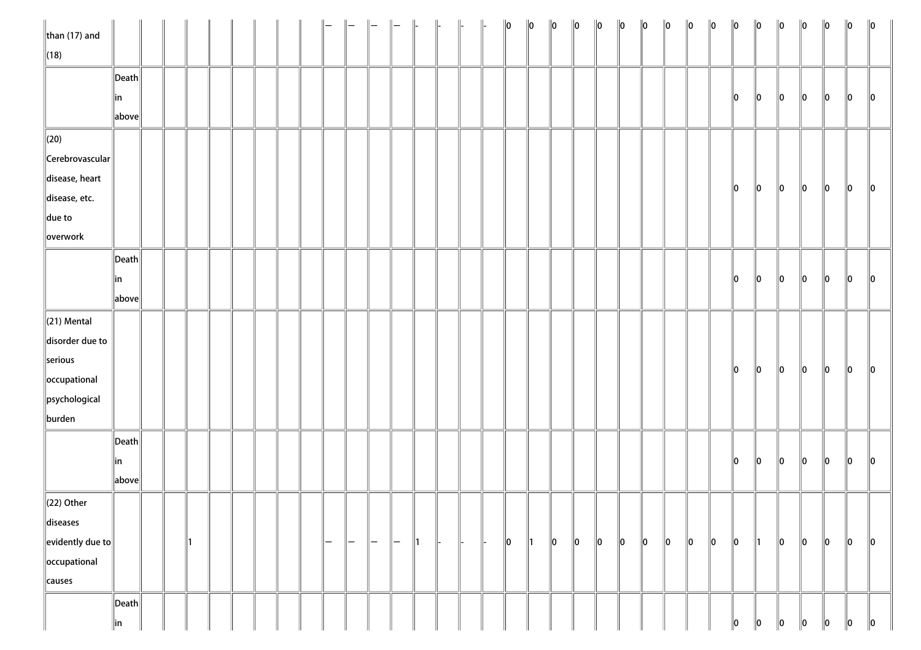| | | | | | | | | | | | | | | | | | | | | | | | | | | | | | | | | | | |
|---|---|---|---|---|---|---|---|---|---|---|---|---|---|---|---|---|---|---|---|---|---|---|---|---|---|---|---|---|---|---|---|---|---|---|
| than (17) and (18) | | | | | | | | | | — | — | — | — | - | - | - | - | 0 | 0 | 0 | 0 | 0 | 0 | 0 | 0 | 0 | 0 | 0 | 0 | 0 | 0 | 0 | 0 | 0 |
| | Death in above | | | | | | | | | | | | | | | | | | | | | | | | | | | 0 | 0 | 0 | 0 | 0 | 0 | 0 |
| (20) Cerebrovascular disease, heart disease, etc. due to overwork | | | | | | | | | | | | | | | | | | | | | | | | | | | | 0 | 0 | 0 | 0 | 0 | 0 | 0 |
| | Death in above | | | | | | | | | | | | | | | | | | | | | | | | | | | 0 | 0 | 0 | 0 | 0 | 0 | 0 |
| (21) Mental disorder due to serious occupational psychological burden | | | | | | | | | | | | | | | | | | | | | | | | | | | | 0 | 0 | 0 | 0 | 0 | 0 | 0 |
| | Death in above | | | | | | | | | | | | | | | | | | | | | | | | | | | 0 | 0 | 0 | 0 | 0 | 0 | 0 |
| (22) Other diseases evidently due to occupational causes | | | | 1 | | | | | | — | — | — | — | 1 | - | - | - | 0 | 1 | 0 | 0 | 0 | 0 | 0 | 0 | 0 | 0 | 0 | 1 | 0 | 0 | 0 | 0 | 0 |
| | Death in | | | | | | | | | | | | | | | | | | | | | | | | | | | 0 | 0 | 0 | 0 | 0 | 0 | 0 |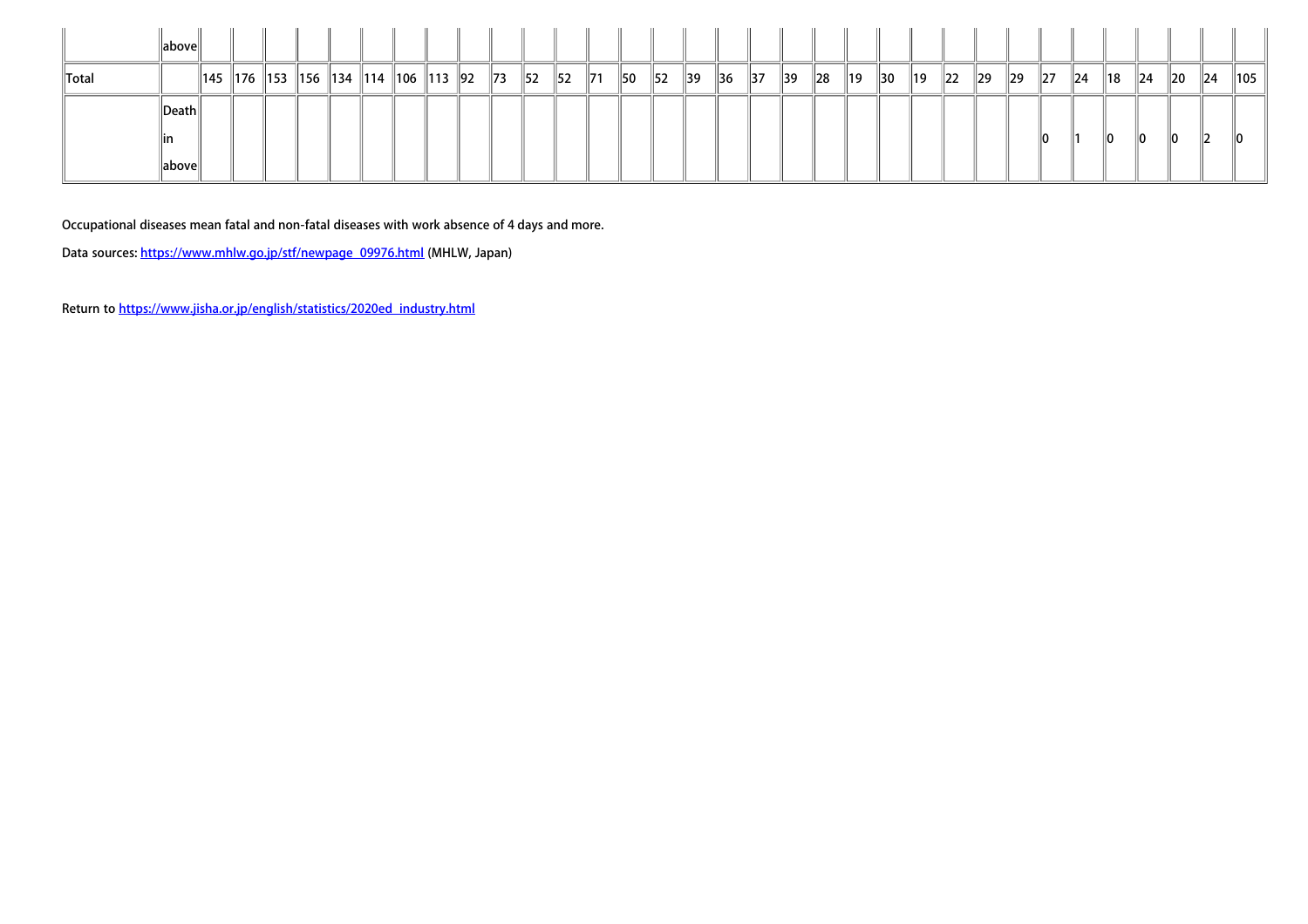| | | | | | | | | | | | | | | | | | | | | | | | | | | | | | | | | | | |
|---|---|---|---|---|---|---|---|---|---|---|---|---|---|---|---|---|---|---|---|---|---|---|---|---|---|---|---|---|---|---|---|---|---|---|
| | above | | | | | | | | | | | | | | | | | | | | | | | | | | | | | | | | | |
| Total | | 145 | 176 | 153 | 156 | 134 | 114 | 106 | 113 | 92 | 73 | 52 | 52 | 71 | 50 | 52 | 39 | 36 | 37 | 39 | 28 | 19 | 30 | 19 | 22 | 29 | 29 | 27 | 24 | 18 | 24 | 20 | 24 | 105 |
| | Death in above | | | | | | | | | | | | | | | | | | | | | | | | | | | 0 | 1 | 0 | 0 | 0 | 2 | 0 |

Occupational diseases mean fatal and non-fatal diseases with work absence of 4 days and more.

Data sources: https://www.mhlw.go.jp/stf/newpage_09976.html (MHLW, Japan)

Return to https://www.jisha.or.jp/english/statistics/2020ed_industry.html